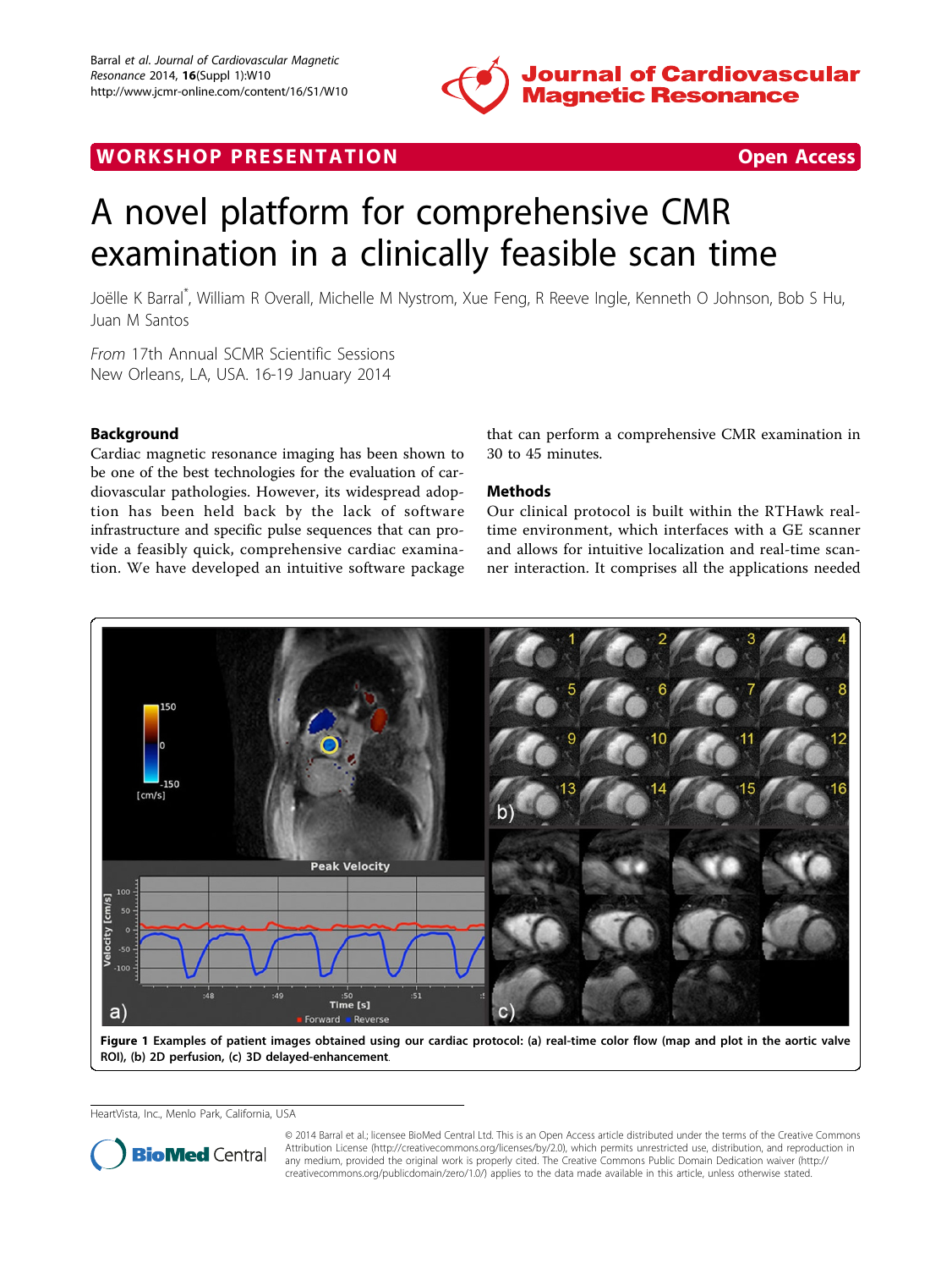WORKSHOP PRESENTATION

Open Access

# A novel platform for comprehensive CMR examination in a clinically feasible scan time

Joëlle K Barral*, William R Overall, Michelle M Nystrom, Xue Feng, R Reeve Ingle, Kenneth O Johnson, Bob S Hu, Juan M Santos

*From* 17th Annual SCMR Scientific Sessions
New Orleans, LA, USA. 16-19 January 2014

## Background

Cardiac magnetic resonance imaging has been shown to be one of the best technologies for the evaluation of cardiovascular pathologies. However, its widespread adoption has been held back by the lack of software infrastructure and specific pulse sequences that can provide a feasibly quick, comprehensive cardiac examination. We have developed an intuitive software package that can perform a comprehensive CMR examination in 30 to 45 minutes.

## Methods

Our clinical protocol is built within the RTHawk real-time environment, which interfaces with a GE scanner and allows for intuitive localization and real-time scanner interaction. It comprises all the applications needed

**Figure 1 Examples of patient images obtained using our cardiac protocol: (a) real-time color flow (map and plot in the aortic valve ROI), (b) 2D perfusion, (c) 3D delayed-enhancement.**

HeartVista, Inc., Menlo Park, California, USA

© 2014 Barral et al.; licensee BioMed Central Ltd. This is an Open Access article distributed under the terms of the Creative Commons Attribution License (http://creativecommons.org/licenses/by/2.0), which permits unrestricted use, distribution, and reproduction in any medium, provided the original work is properly cited. The Creative Commons Public Domain Dedication waiver (http://creativecommons.org/publicdomain/zero/1.0/) applies to the data made available in this article, unless otherwise stated.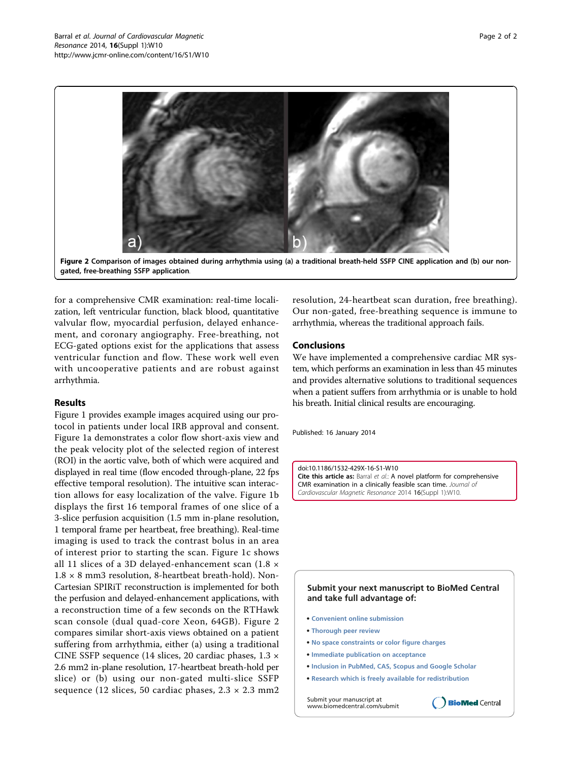**Figure 2** Comparison of images obtained during arrhythmia using (a) a traditional breath-held SSFP CINE application and (b) our non-gated, free-breathing SSFP application.

for a comprehensive CMR examination: real-time localization, left ventricular function, black blood, quantitative valvular flow, myocardial perfusion, delayed enhancement, and coronary angiography. Free-breathing, not ECG-gated options exist for the applications that assess ventricular function and flow. These work well even with uncooperative patients and are robust against arrhythmia.

## Results

Figure 1 provides example images acquired using our protocol in patients under local IRB approval and consent. Figure 1a demonstrates a color flow short-axis view and the peak velocity plot of the selected region of interest (ROI) in the aortic valve, both of which were acquired and displayed in real time (flow encoded through-plane, 22 fps effective temporal resolution). The intuitive scan interaction allows for easy localization of the valve. Figure 1b displays the first 16 temporal frames of one slice of a 3-slice perfusion acquisition (1.5 mm in-plane resolution, 1 temporal frame per heartbeat, free breathing). Real-time imaging is used to track the contrast bolus in an area of interest prior to starting the scan. Figure 1c shows all 11 slices of a 3D delayed-enhancement scan ($1.8 \times 1.8 \times 8$ mm3 resolution, 8-heartbeat breath-hold). Non-Cartesian SPIRiT reconstruction is implemented for both the perfusion and delayed-enhancement applications, with a reconstruction time of a few seconds on the RTHawk scan console (dual quad-core Xeon, 64GB). Figure 2 compares similar short-axis views obtained on a patient suffering from arrhythmia, either (a) using a traditional CINE SSFP sequence (14 slices, 20 cardiac phases, $1.3 \times 2.6$ mm2 in-plane resolution, 17-heartbeat breath-hold per slice) or (b) using our non-gated multi-slice SSFP sequence (12 slices, 50 cardiac phases, $2.3 \times 2.3$ mm2 resolution, 24-heartbeat scan duration, free breathing). Our non-gated, free-breathing sequence is immune to arrhythmia, whereas the traditional approach fails.

## Conclusions

We have implemented a comprehensive cardiac MR system, which performs an examination in less than 45 minutes and provides alternative solutions to traditional sequences when a patient suffers from arrhythmia or is unable to hold his breath. Initial clinical results are encouraging.

Published: 16 January 2014

doi:10.1186/1532-429X-16-S1-W10
**Cite this article as:** Barral *et al.*: A novel platform for comprehensive CMR examination in a clinically feasible scan time. *Journal of Cardiovascular Magnetic Resonance* 2014 **16**(Suppl 1):W10.

**Submit your next manuscript to BioMed Central and take full advantage of:**

- Convenient online submission
- Thorough peer review
- No space constraints or color figure charges
- Immediate publication on acceptance
- Inclusion in PubMed, CAS, Scopus and Google Scholar
- Research which is freely available for redistribution

Submit your manuscript at
www.biomedcentral.com/submit